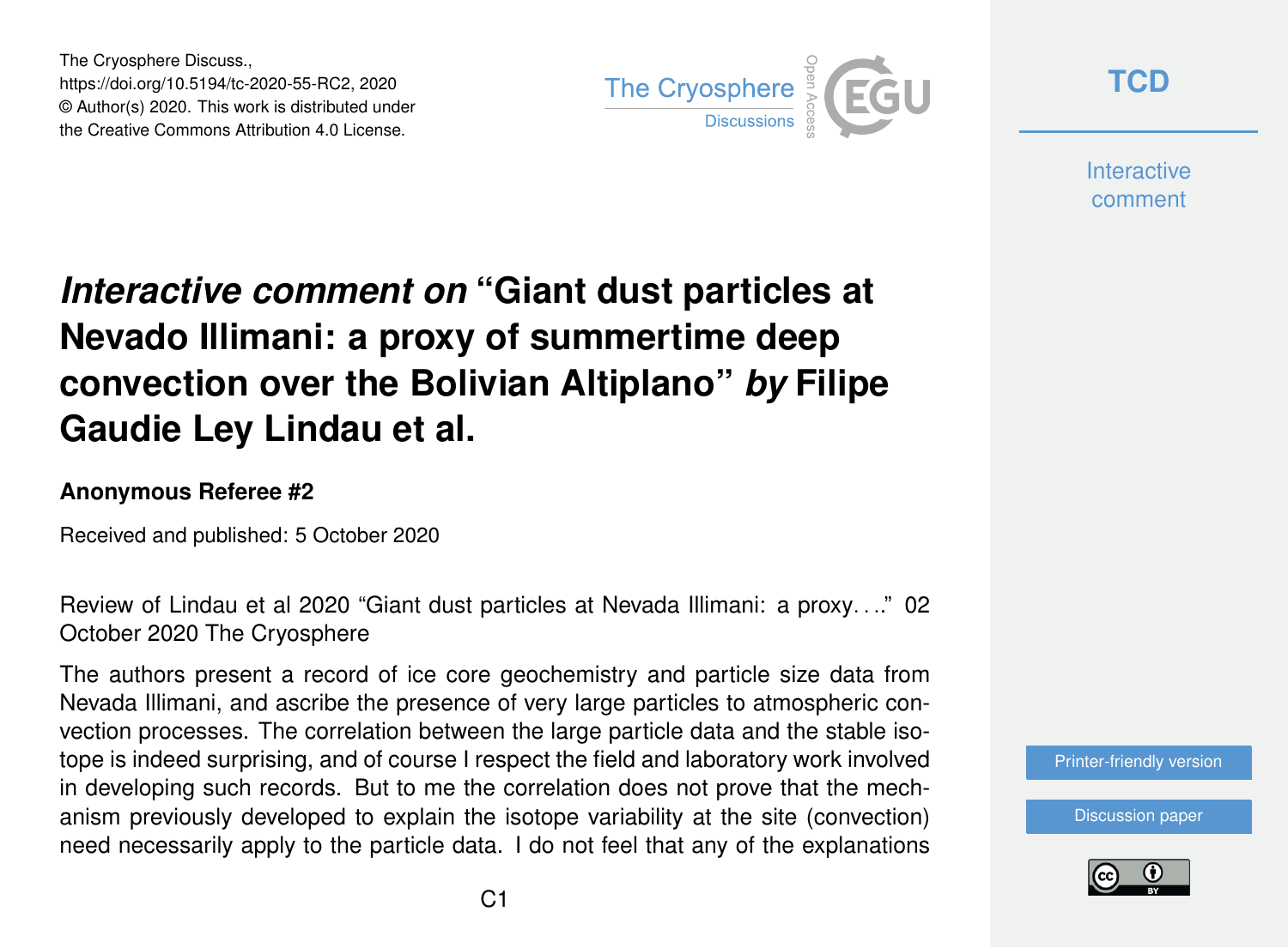The Cryosphere Discuss.,
https://doi.org/10.5194/tc-2020-55-RC2, 2020
© Author(s) 2020. This work is distributed under
the Creative Commons Attribution 4.0 License.

# *Interactive comment on* "Giant dust particles at Nevado Illimani: a proxy of summertime deep convection over the Bolivian Altiplano" *by* Filipe Gaudie Ley Lindau et al.

### Anonymous Referee #2

Received and published: 5 October 2020

Review of Lindau et al 2020 "Giant dust particles at Nevada Illimani: a proxy. . .." 02 October 2020 The Cryosphere

The authors present a record of ice core geochemistry and particle size data from Nevada Illimani, and ascribe the presence of very large particles to atmospheric convection processes. The correlation between the large particle data and the stable isotope is indeed surprising, and of course I respect the field and laboratory work involved in developing such records. But to me the correlation does not prove that the mechanism previously developed to explain the isotope variability at the site (convection) need necessarily apply to the particle data. I do not feel that any of the explanations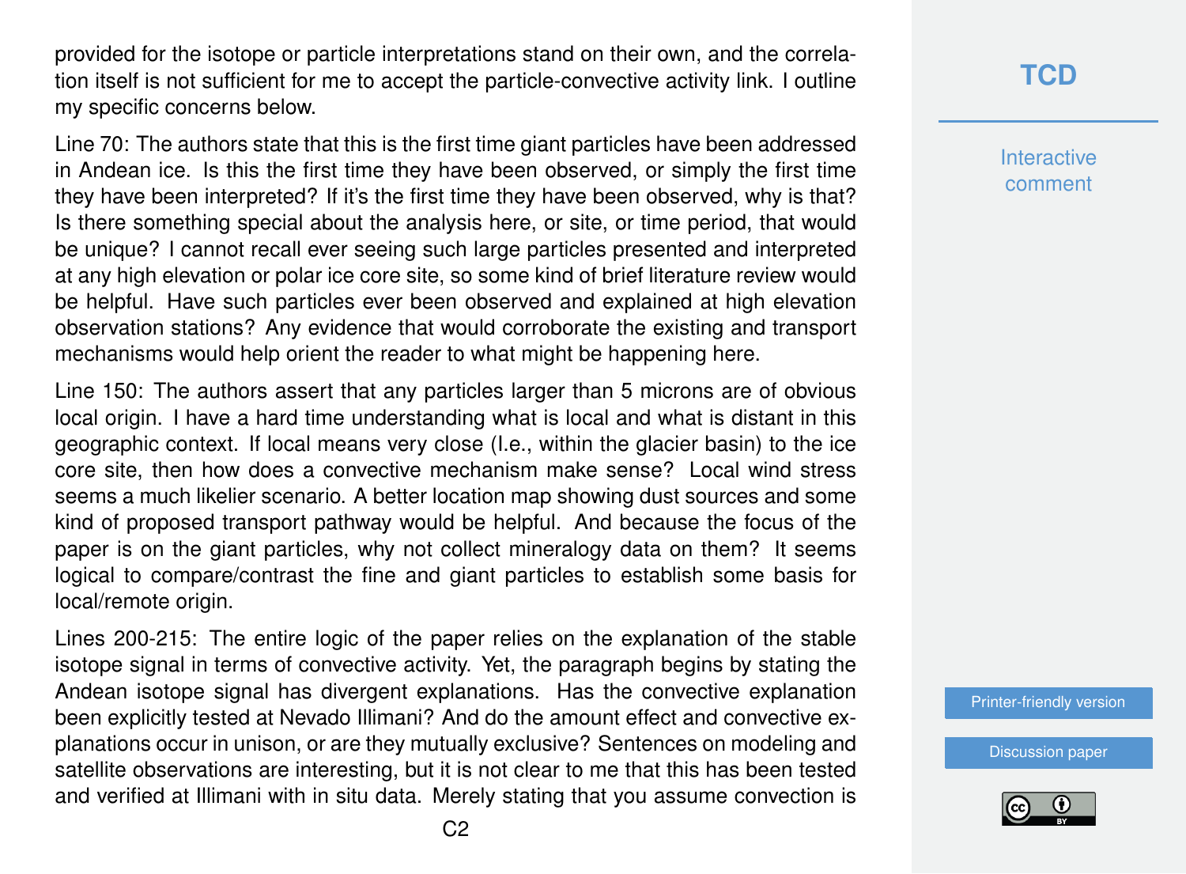provided for the isotope or particle interpretations stand on their own, and the correlation itself is not sufficient for me to accept the particle-convective activity link. I outline my specific concerns below.

Line 70: The authors state that this is the first time giant particles have been addressed in Andean ice. Is this the first time they have been observed, or simply the first time they have been interpreted? If it's the first time they have been observed, why is that? Is there something special about the analysis here, or site, or time period, that would be unique? I cannot recall ever seeing such large particles presented and interpreted at any high elevation or polar ice core site, so some kind of brief literature review would be helpful. Have such particles ever been observed and explained at high elevation observation stations? Any evidence that would corroborate the existing and transport mechanisms would help orient the reader to what might be happening here.

Line 150: The authors assert that any particles larger than 5 microns are of obvious local origin. I have a hard time understanding what is local and what is distant in this geographic context. If local means very close (I.e., within the glacier basin) to the ice core site, then how does a convective mechanism make sense? Local wind stress seems a much likelier scenario. A better location map showing dust sources and some kind of proposed transport pathway would be helpful. And because the focus of the paper is on the giant particles, why not collect mineralogy data on them? It seems logical to compare/contrast the fine and giant particles to establish some basis for local/remote origin.

Lines 200-215: The entire logic of the paper relies on the explanation of the stable isotope signal in terms of convective activity. Yet, the paragraph begins by stating the Andean isotope signal has divergent explanations. Has the convective explanation been explicitly tested at Nevado Illimani? And do the amount effect and convective explanations occur in unison, or are they mutually exclusive? Sentences on modeling and satellite observations are interesting, but it is not clear to me that this has been tested and verified at Illimani with in situ data. Merely stating that you assume convection is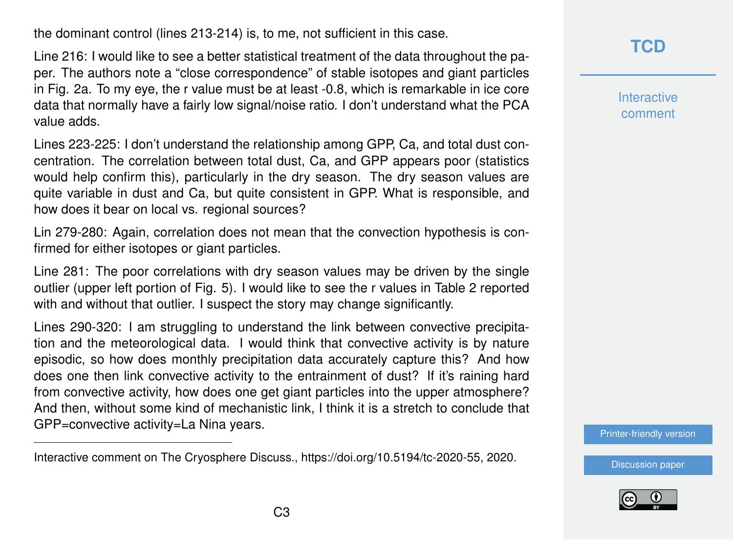the dominant control (lines 213-214) is, to me, not sufficient in this case.

Line 216: I would like to see a better statistical treatment of the data throughout the paper. The authors note a “close correspondence” of stable isotopes and giant particles in Fig. 2a. To my eye, the r value must be at least -0.8, which is remarkable in ice core data that normally have a fairly low signal/noise ratio. I don’t understand what the PCA value adds.

Lines 223-225: I don’t understand the relationship among GPP, Ca, and total dust concentration. The correlation between total dust, Ca, and GPP appears poor (statistics would help confirm this), particularly in the dry season. The dry season values are quite variable in dust and Ca, but quite consistent in GPP. What is responsible, and how does it bear on local vs. regional sources?

Lin 279-280: Again, correlation does not mean that the convection hypothesis is confirmed for either isotopes or giant particles.

Line 281: The poor correlations with dry season values may be driven by the single outlier (upper left portion of Fig. 5). I would like to see the r values in Table 2 reported with and without that outlier. I suspect the story may change significantly.

Lines 290-320: I am struggling to understand the link between convective precipitation and the meteorological data. I would think that convective activity is by nature episodic, so how does monthly precipitation data accurately capture this? And how does one then link convective activity to the entrainment of dust? If it’s raining hard from convective activity, how does one get giant particles into the upper atmosphere? And then, without some kind of mechanistic link, I think it is a stretch to conclude that GPP=convective activity=La Nina years.

---

Interactive comment on The Cryosphere Discuss., https://doi.org/10.5194/tc-2020-55, 2020.